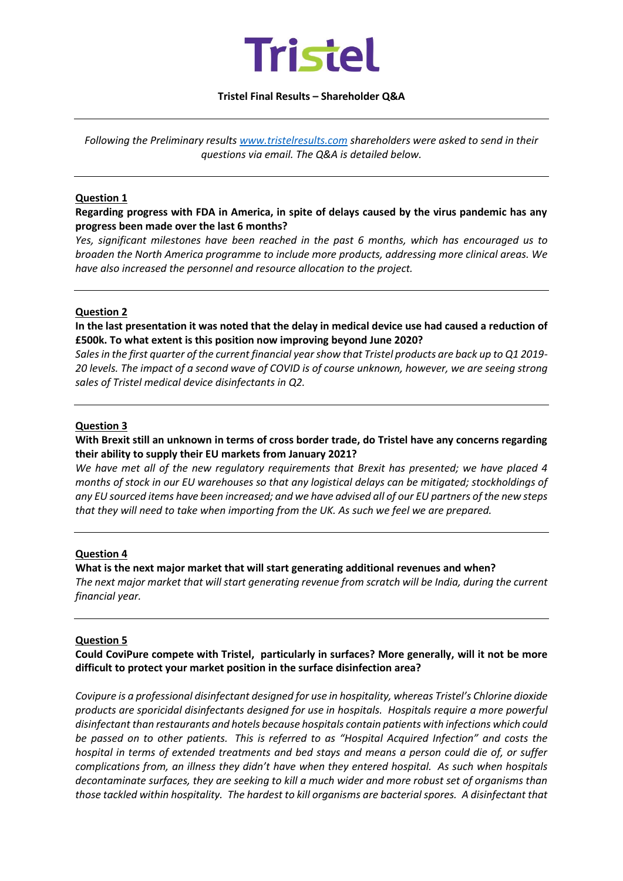# Tristel

**Tristel Final Results – Shareholder Q&A**

---

*Following the Preliminary results [www.tristelresults.com](www.tristelresults.com) shareholders were asked to send in their questions via email. The Q&A is detailed below.*

---

**Question 1**

**Regarding progress with FDA in America, in spite of delays caused by the virus pandemic has any progress been made over the last 6 months?**

*Yes, significant milestones have been reached in the past 6 months, which has encouraged us to broaden the North America programme to include more products, addressing more clinical areas. We have also increased the personnel and resource allocation to the project.*

---

**Question 2**

**In the last presentation it was noted that the delay in medical device use had caused a reduction of £500k. To what extent is this position now improving beyond June 2020?**

*Sales in the first quarter of the current financial year show that Tristel products are back up to Q1 2019-20 levels. The impact of a second wave of COVID is of course unknown, however, we are seeing strong sales of Tristel medical device disinfectants in Q2.*

---

**Question 3**

**With Brexit still an unknown in terms of cross border trade, do Tristel have any concerns regarding their ability to supply their EU markets from January 2021?**

*We have met all of the new regulatory requirements that Brexit has presented; we have placed 4 months of stock in our EU warehouses so that any logistical delays can be mitigated; stockholdings of any EU sourced items have been increased; and we have advised all of our EU partners of the new steps that they will need to take when importing from the UK. As such we feel we are prepared.*

---

**Question 4**

**What is the next major market that will start generating additional revenues and when?**

*The next major market that will start generating revenue from scratch will be India, during the current financial year.*

---

**Question 5**

**Could CoviPure compete with Tristel, particularly in surfaces? More generally, will it not be more difficult to protect your market position in the surface disinfection area?**

*Covipure is a professional disinfectant designed for use in hospitality, whereas Tristel's Chlorine dioxide products are sporicidal disinfectants designed for use in hospitals. Hospitals require a more powerful disinfectant than restaurants and hotels because hospitals contain patients with infections which could be passed on to other patients. This is referred to as "Hospital Acquired Infection" and costs the hospital in terms of extended treatments and bed stays and means a person could die of, or suffer complications from, an illness they didn't have when they entered hospital. As such when hospitals decontaminate surfaces, they are seeking to kill a much wider and more robust set of organisms than those tackled within hospitality. The hardest to kill organisms are bacterial spores. A disinfectant that*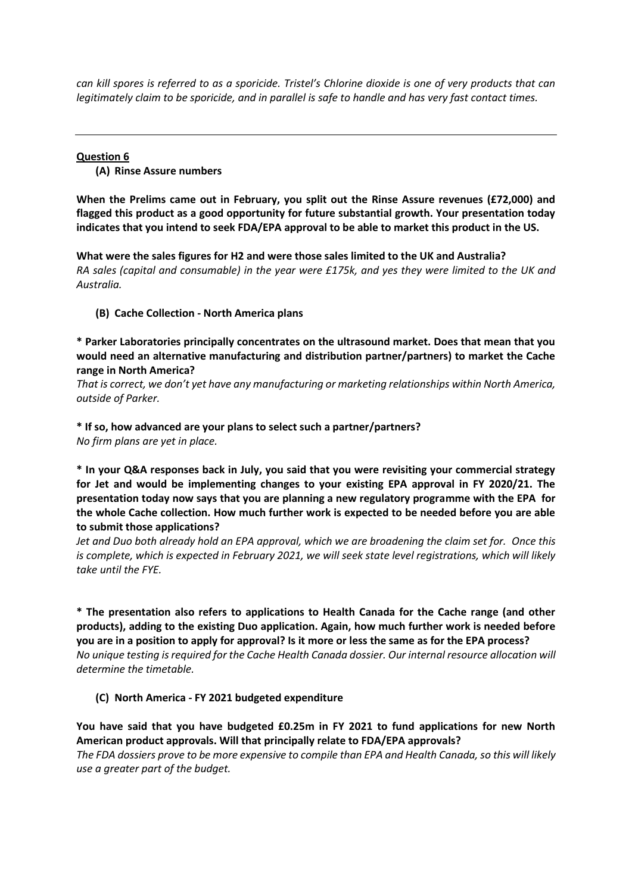*can kill spores is referred to as a sporicide. Tristel's Chlorine dioxide is one of very products that can legitimately claim to be sporicide, and in parallel is safe to handle and has very fast contact times.*

---

**Question 6**

**(A) Rinse Assure numbers**

**When the Prelims came out in February, you split out the Rinse Assure revenues (£72,000) and flagged this product as a good opportunity for future substantial growth. Your presentation today indicates that you intend to seek FDA/EPA approval to be able to market this product in the US.**

**What were the sales figures for H2 and were those sales limited to the UK and Australia?**
*RA sales (capital and consumable) in the year were £175k, and yes they were limited to the UK and Australia.*

**(B) Cache Collection - North America plans**

**\* Parker Laboratories principally concentrates on the ultrasound market. Does that mean that you would need an alternative manufacturing and distribution partner/partners) to market the Cache range in North America?**
*That is correct, we don't yet have any manufacturing or marketing relationships within North America, outside of Parker.*

**\* If so, how advanced are your plans to select such a partner/partners?**
*No firm plans are yet in place.*

**\* In your Q&A responses back in July, you said that you were revisiting your commercial strategy for Jet and would be implementing changes to your existing EPA approval in FY 2020/21. The presentation today now says that you are planning a new regulatory programme with the EPA for the whole Cache collection. How much further work is expected to be needed before you are able to submit those applications?**
*Jet and Duo both already hold an EPA approval, which we are broadening the claim set for. Once this is complete, which is expected in February 2021, we will seek state level registrations, which will likely take until the FYE.*

**\* The presentation also refers to applications to Health Canada for the Cache range (and other products), adding to the existing Duo application. Again, how much further work is needed before you are in a position to apply for approval? Is it more or less the same as for the EPA process?**
*No unique testing is required for the Cache Health Canada dossier. Our internal resource allocation will determine the timetable.*

**(C) North America - FY 2021 budgeted expenditure**

**You have said that you have budgeted £0.25m in FY 2021 to fund applications for new North American product approvals. Will that principally relate to FDA/EPA approvals?**
*The FDA dossiers prove to be more expensive to compile than EPA and Health Canada, so this will likely use a greater part of the budget.*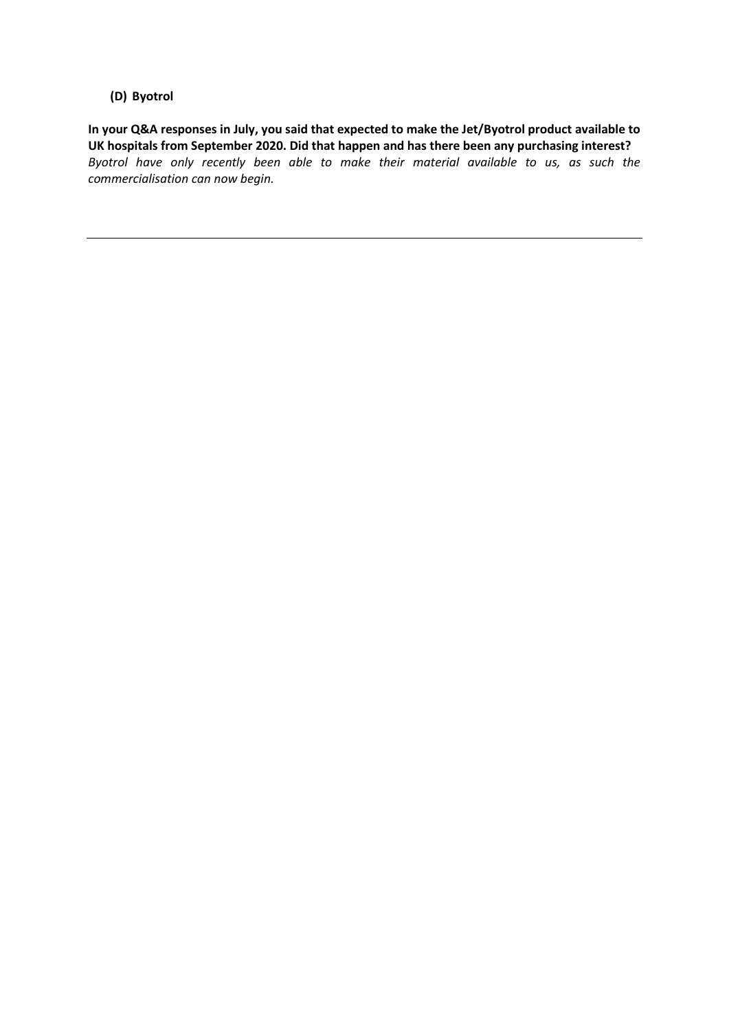### (D) Byotrol

**In your Q&A responses in July, you said that expected to make the Jet/Byotrol product available to UK hospitals from September 2020. Did that happen and has there been any purchasing interest?**

*Byotrol have only recently been able to make their material available to us, as such the commercialisation can now begin.*

---